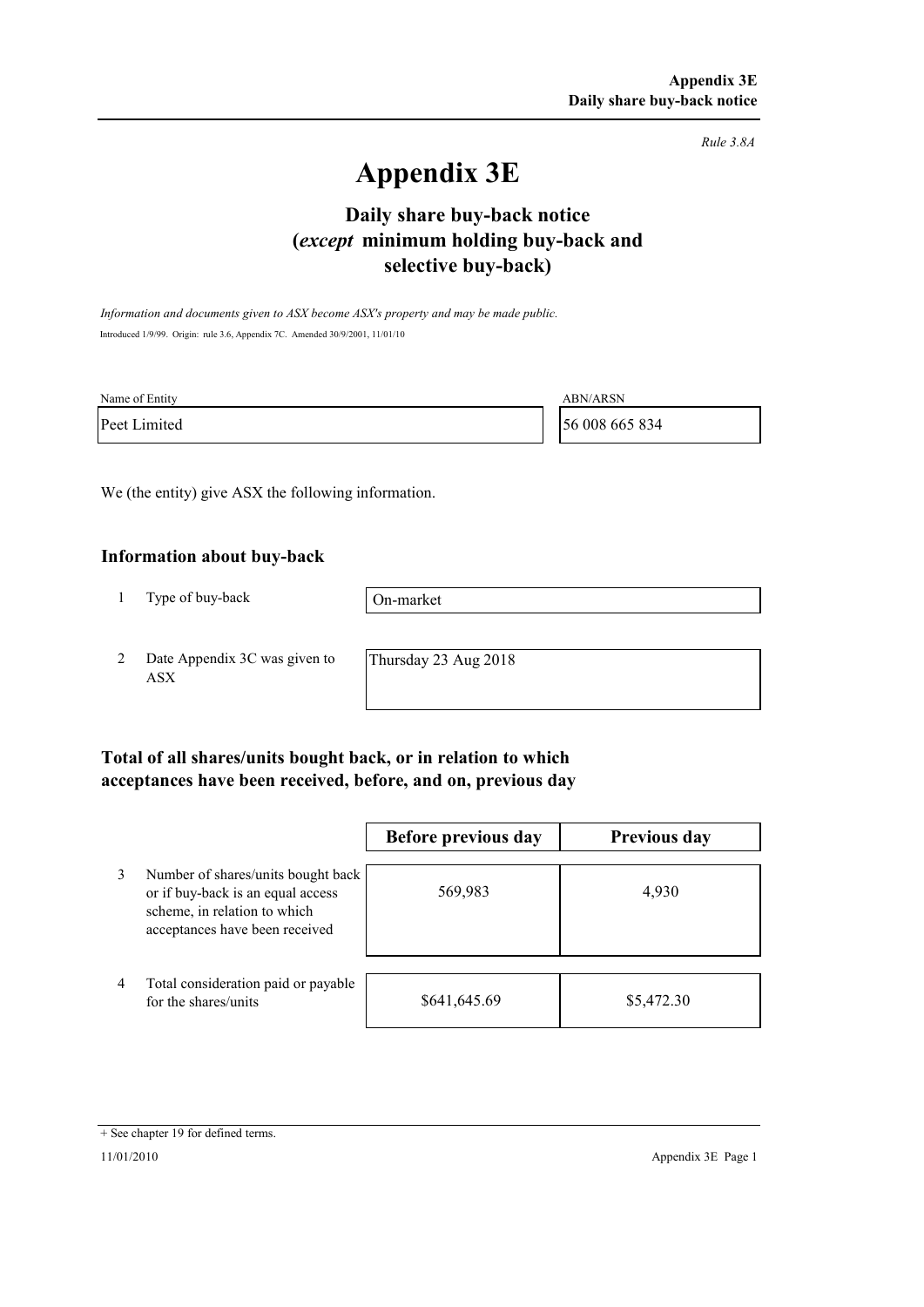*Rule 3.8A*

# Appendix 3E

## Daily share buy-back notice (*except* minimum holding buy-back and selective buy-back)

*Information and documents given to ASX become ASX's property and may be made public.*

Introduced 1/9/99. Origin: rule 3.6, Appendix 7C. Amended 30/9/2001, 11/01/10

| Name of Entity | ABN/ARSN |
|---|---|
| Peet Limited | 56 008 665 834 |

We (the entity) give ASX the following information.

### Information about buy-back

| | | |
|---|---|---|
| 1 | Type of buy-back | On-market |
| 2 | Date Appendix 3C was given to ASX | Thursday 23 Aug 2018 |

### Total of all shares/units bought back, or in relation to which acceptances have been received, before, and on, previous day

| | | Before previous day | Previous day |
|---|---|---|---|
| 3 | Number of shares/units bought back or if buy-back is an equal access scheme, in relation to which acceptances have been received | 569,983 | 4,930 |
| 4 | Total consideration paid or payable for the shares/units | $641,645.69 | $5,472.30 |

+ See chapter 19 for defined terms.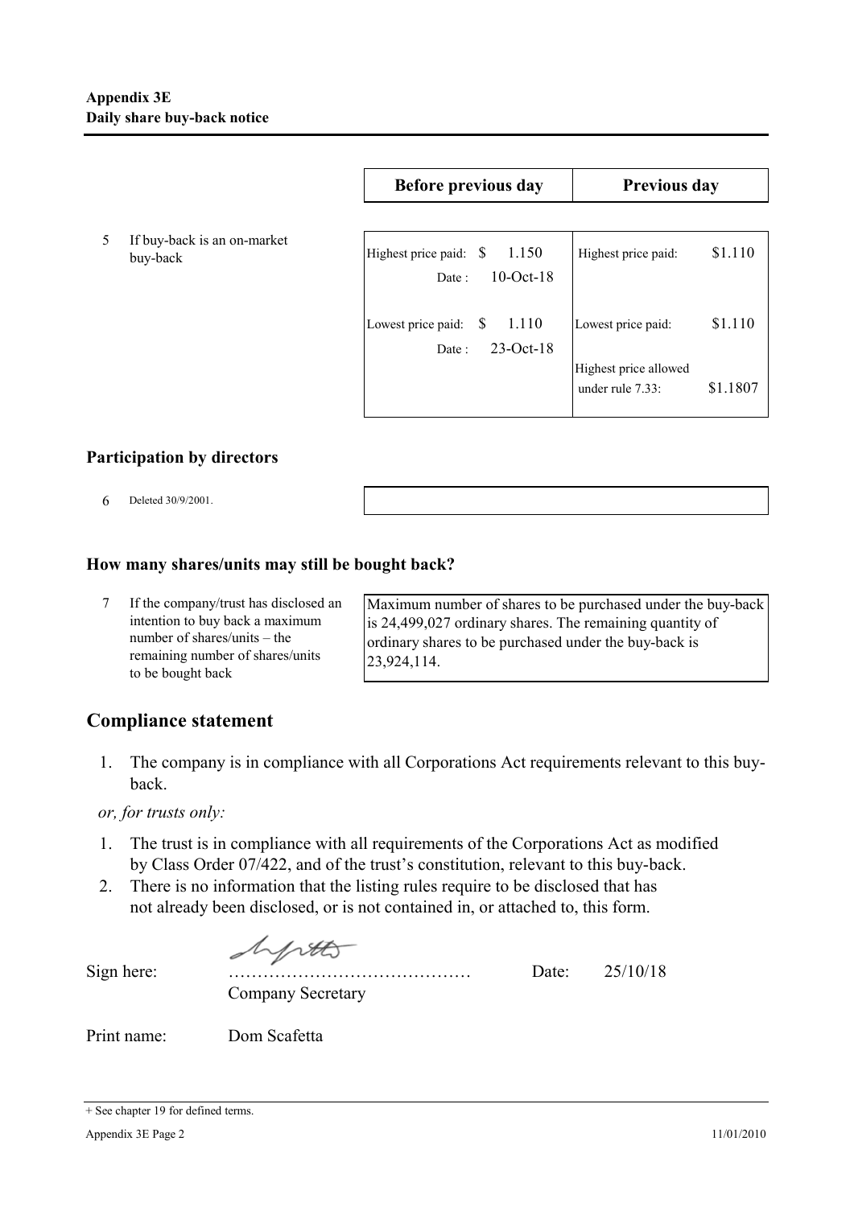**Appendix 3E**
**Daily share buy-back notice**

| | Before previous day | Previous day |
|---|---|---|
| 5 If buy-back is an on-market buy-back | Highest price paid: $ 1.150<br>Date : 10-Oct-18<br><br>Lowest price paid: $ 1.110<br>Date : 23-Oct-18 | Highest price paid: $1.110<br><br>Lowest price paid: $1.110<br><br>Highest price allowed under rule 7.33: $1.1807 |

## Participation by directors

| | |
|---|---|
| 6 Deleted 30/9/2001. | |

## How many shares/units may still be bought back?

| | |
|---|---|
| 7 If the company/trust has disclosed an intention to buy back a maximum number of shares/units – the remaining number of shares/units to be bought back | Maximum number of shares to be purchased under the buy-back is 24,499,027 ordinary shares. The remaining quantity of ordinary shares to be purchased under the buy-back is 23,924,114. |

## Compliance statement

1. The company is in compliance with all Corporations Act requirements relevant to this buy-back.

*or, for trusts only:*

1. The trust is in compliance with all requirements of the Corporations Act as modified by Class Order 07/422, and of the trust's constitution, relevant to this buy-back.
2. There is no information that the listing rules require to be disclosed that has not already been disclosed, or is not contained in, or attached to, this form.

Sign here: …………………………………… Date: 25/10/18
Company Secretary

Print name: Dom Scafetta

+ See chapter 19 for defined terms.